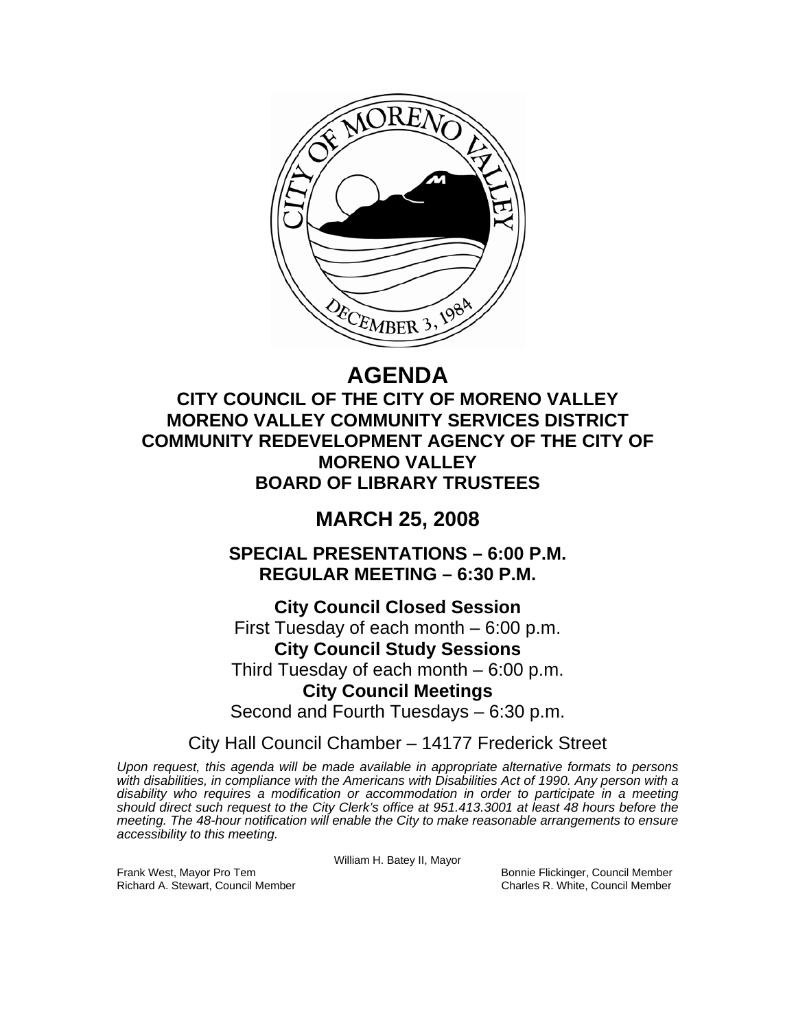# AGENDA

## CITY COUNCIL OF THE CITY OF MORENO VALLEY
## MORENO VALLEY COMMUNITY SERVICES DISTRICT
## COMMUNITY REDEVELOPMENT AGENCY OF THE CITY OF MORENO VALLEY
## BOARD OF LIBRARY TRUSTEES

# MARCH 25, 2008

## SPECIAL PRESENTATIONS – 6:00 P.M.
## REGULAR MEETING – 6:30 P.M.

**City Council Closed Session**
First Tuesday of each month – 6:00 p.m.

**City Council Study Sessions**
Third Tuesday of each month – 6:00 p.m.

**City Council Meetings**
Second and Fourth Tuesdays – 6:30 p.m.

City Hall Council Chamber – 14177 Frederick Street

*Upon request, this agenda will be made available in appropriate alternative formats to persons with disabilities, in compliance with the Americans with Disabilities Act of 1990. Any person with a disability who requires a modification or accommodation in order to participate in a meeting should direct such request to the City Clerk's office at 951.413.3001 at least 48 hours before the meeting. The 48-hour notification will enable the City to make reasonable arrangements to ensure accessibility to this meeting.*

William H. Batey II, Mayor

Frank West, Mayor Pro Tem
Richard A. Stewart, Council Member
Bonnie Flickinger, Council Member
Charles R. White, Council Member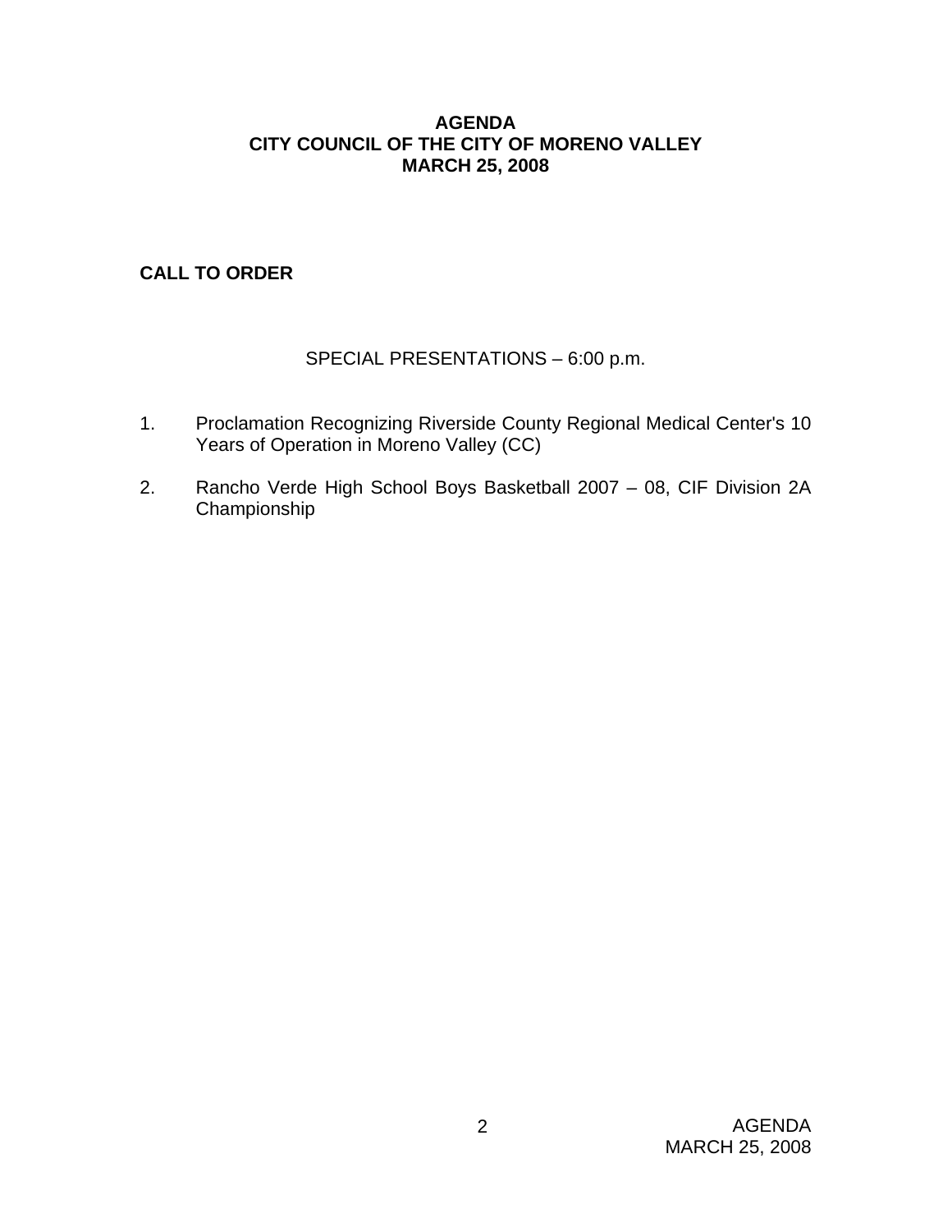**AGENDA**
**CITY COUNCIL OF THE CITY OF MORENO VALLEY**
**MARCH 25, 2008**

**CALL TO ORDER**

SPECIAL PRESENTATIONS – 6:00 p.m.

1. Proclamation Recognizing Riverside County Regional Medical Center's 10 Years of Operation in Moreno Valley (CC)

2. Rancho Verde High School Boys Basketball 2007 – 08, CIF Division 2A Championship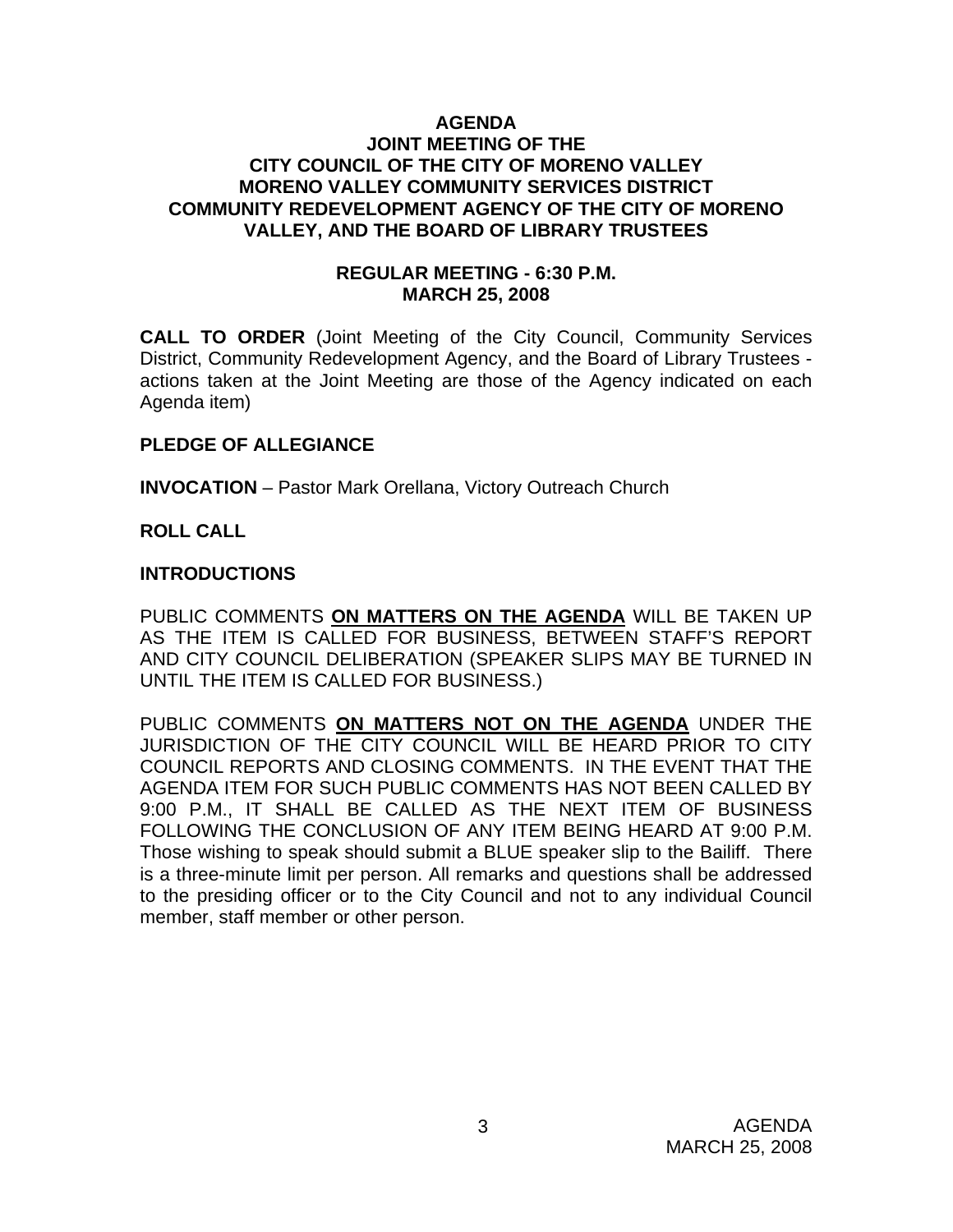# AGENDA
## JOINT MEETING OF THE
## CITY COUNCIL OF THE CITY OF MORENO VALLEY
## MORENO VALLEY COMMUNITY SERVICES DISTRICT
## COMMUNITY REDEVELOPMENT AGENCY OF THE CITY OF MORENO VALLEY, AND THE BOARD OF LIBRARY TRUSTEES

### REGULAR MEETING - 6:30 P.M.
### MARCH 25, 2008

**CALL TO ORDER** (Joint Meeting of the City Council, Community Services District, Community Redevelopment Agency, and the Board of Library Trustees - actions taken at the Joint Meeting are those of the Agency indicated on each Agenda item)

**PLEDGE OF ALLEGIANCE**

**INVOCATION** – Pastor Mark Orellana, Victory Outreach Church

**ROLL CALL**

**INTRODUCTIONS**

PUBLIC COMMENTS **ON MATTERS ON THE AGENDA** WILL BE TAKEN UP AS THE ITEM IS CALLED FOR BUSINESS, BETWEEN STAFF'S REPORT AND CITY COUNCIL DELIBERATION (SPEAKER SLIPS MAY BE TURNED IN UNTIL THE ITEM IS CALLED FOR BUSINESS.)

PUBLIC COMMENTS **ON MATTERS NOT ON THE AGENDA** UNDER THE JURISDICTION OF THE CITY COUNCIL WILL BE HEARD PRIOR TO CITY COUNCIL REPORTS AND CLOSING COMMENTS. IN THE EVENT THAT THE AGENDA ITEM FOR SUCH PUBLIC COMMENTS HAS NOT BEEN CALLED BY 9:00 P.M., IT SHALL BE CALLED AS THE NEXT ITEM OF BUSINESS FOLLOWING THE CONCLUSION OF ANY ITEM BEING HEARD AT 9:00 P.M. Those wishing to speak should submit a BLUE speaker slip to the Bailiff. There is a three-minute limit per person. All remarks and questions shall be addressed to the presiding officer or to the City Council and not to any individual Council member, staff member or other person.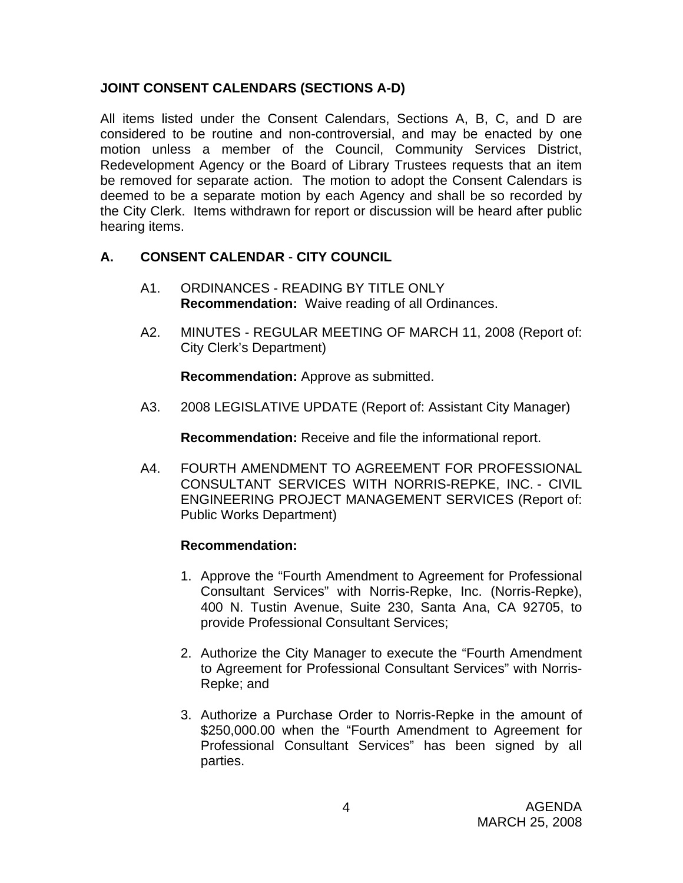## JOINT CONSENT CALENDARS (SECTIONS A-D)

All items listed under the Consent Calendars, Sections A, B, C, and D are considered to be routine and non-controversial, and may be enacted by one motion unless a member of the Council, Community Services District, Redevelopment Agency or the Board of Library Trustees requests that an item be removed for separate action. The motion to adopt the Consent Calendars is deemed to be a separate motion by each Agency and shall be so recorded by the City Clerk. Items withdrawn for report or discussion will be heard after public hearing items.

## A. CONSENT CALENDAR - CITY COUNCIL

A1. ORDINANCES - READING BY TITLE ONLY
**Recommendation:** Waive reading of all Ordinances.

A2. MINUTES - REGULAR MEETING OF MARCH 11, 2008 (Report of: City Clerk's Department)

**Recommendation:** Approve as submitted.

A3. 2008 LEGISLATIVE UPDATE (Report of: Assistant City Manager)

**Recommendation:** Receive and file the informational report.

A4. FOURTH AMENDMENT TO AGREEMENT FOR PROFESSIONAL CONSULTANT SERVICES WITH NORRIS-REPKE, INC. - CIVIL ENGINEERING PROJECT MANAGEMENT SERVICES (Report of: Public Works Department)

**Recommendation:**

1. Approve the "Fourth Amendment to Agreement for Professional Consultant Services" with Norris-Repke, Inc. (Norris-Repke), 400 N. Tustin Avenue, Suite 230, Santa Ana, CA 92705, to provide Professional Consultant Services;

2. Authorize the City Manager to execute the "Fourth Amendment to Agreement for Professional Consultant Services" with Norris-Repke; and

3. Authorize a Purchase Order to Norris-Repke in the amount of $250,000.00 when the "Fourth Amendment to Agreement for Professional Consultant Services" has been signed by all parties.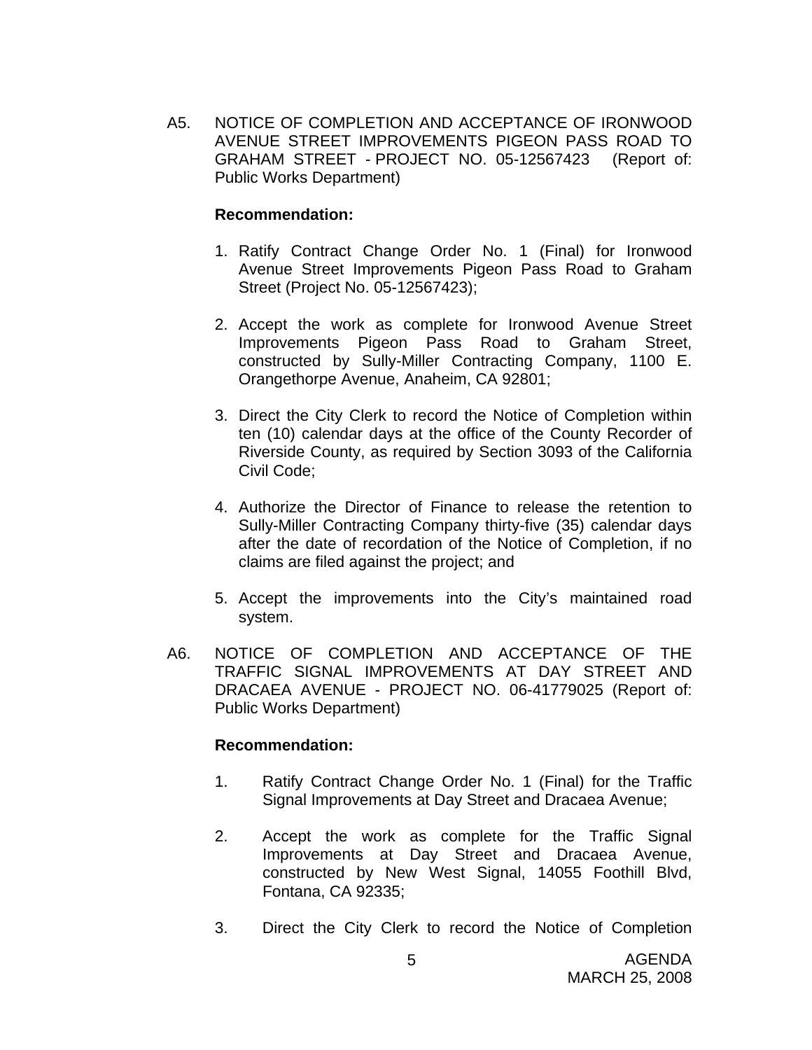A5. NOTICE OF COMPLETION AND ACCEPTANCE OF IRONWOOD AVENUE STREET IMPROVEMENTS PIGEON PASS ROAD TO GRAHAM STREET - PROJECT NO. 05-12567423 (Report of: Public Works Department)

**Recommendation:**

1. Ratify Contract Change Order No. 1 (Final) for Ironwood Avenue Street Improvements Pigeon Pass Road to Graham Street (Project No. 05-12567423);

2. Accept the work as complete for Ironwood Avenue Street Improvements Pigeon Pass Road to Graham Street, constructed by Sully-Miller Contracting Company, 1100 E. Orangethorpe Avenue, Anaheim, CA 92801;

3. Direct the City Clerk to record the Notice of Completion within ten (10) calendar days at the office of the County Recorder of Riverside County, as required by Section 3093 of the California Civil Code;

4. Authorize the Director of Finance to release the retention to Sully-Miller Contracting Company thirty-five (35) calendar days after the date of recordation of the Notice of Completion, if no claims are filed against the project; and

5. Accept the improvements into the City's maintained road system.

A6. NOTICE OF COMPLETION AND ACCEPTANCE OF THE TRAFFIC SIGNAL IMPROVEMENTS AT DAY STREET AND DRACAEA AVENUE - PROJECT NO. 06-41779025 (Report of: Public Works Department)

**Recommendation:**

1. Ratify Contract Change Order No. 1 (Final) for the Traffic Signal Improvements at Day Street and Dracaea Avenue;

2. Accept the work as complete for the Traffic Signal Improvements at Day Street and Dracaea Avenue, constructed by New West Signal, 14055 Foothill Blvd, Fontana, CA 92335;

3. Direct the City Clerk to record the Notice of Completion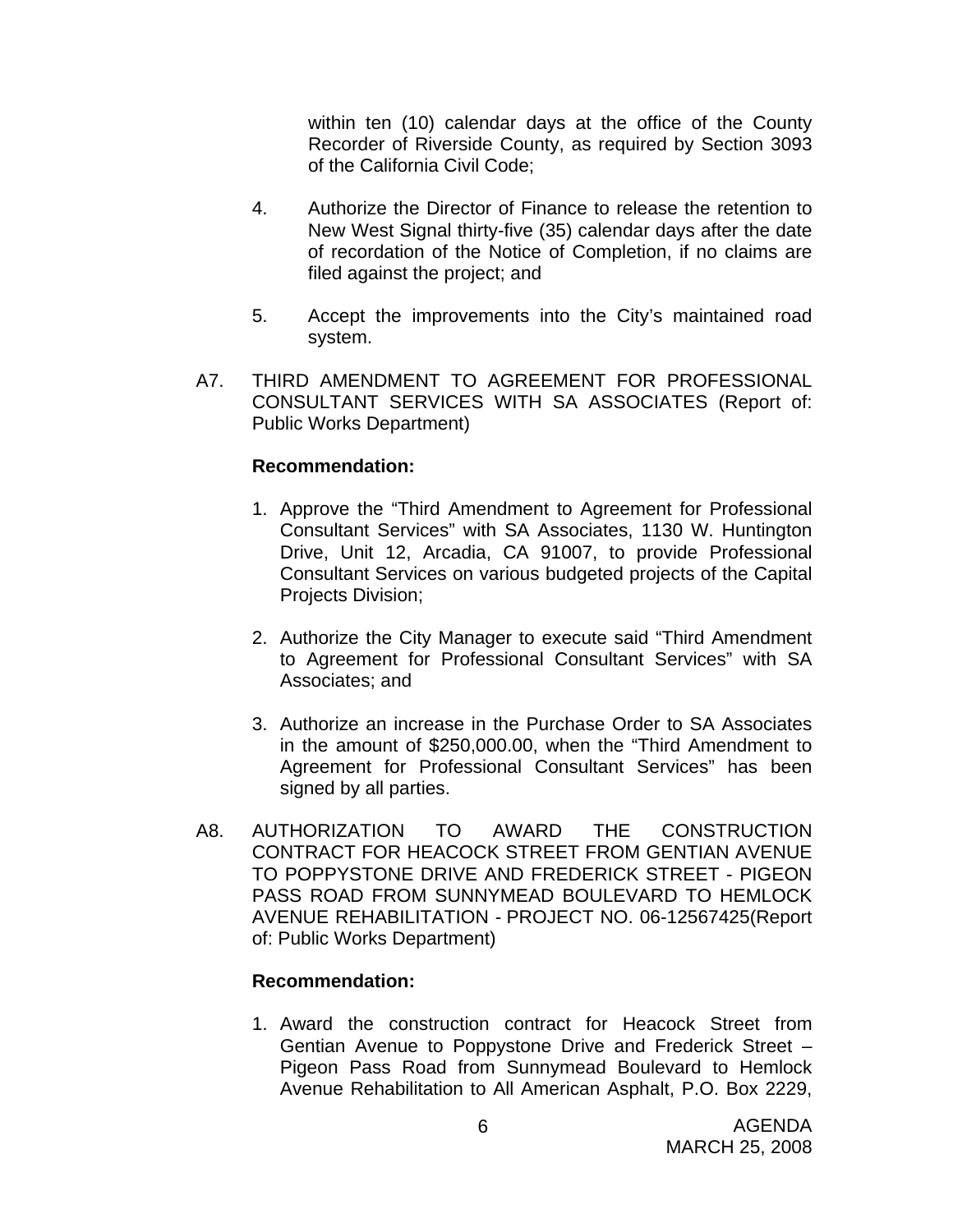within ten (10) calendar days at the office of the County Recorder of Riverside County, as required by Section 3093 of the California Civil Code;

4. Authorize the Director of Finance to release the retention to New West Signal thirty-five (35) calendar days after the date of recordation of the Notice of Completion, if no claims are filed against the project; and

5. Accept the improvements into the City's maintained road system.

A7. THIRD AMENDMENT TO AGREEMENT FOR PROFESSIONAL CONSULTANT SERVICES WITH SA ASSOCIATES (Report of: Public Works Department)

**Recommendation:**

1. Approve the "Third Amendment to Agreement for Professional Consultant Services" with SA Associates, 1130 W. Huntington Drive, Unit 12, Arcadia, CA 91007, to provide Professional Consultant Services on various budgeted projects of the Capital Projects Division;

2. Authorize the City Manager to execute said "Third Amendment to Agreement for Professional Consultant Services" with SA Associates; and

3. Authorize an increase in the Purchase Order to SA Associates in the amount of $250,000.00, when the "Third Amendment to Agreement for Professional Consultant Services" has been signed by all parties.

A8. AUTHORIZATION TO AWARD THE CONSTRUCTION CONTRACT FOR HEACOCK STREET FROM GENTIAN AVENUE TO POPPYSTONE DRIVE AND FREDERICK STREET - PIGEON PASS ROAD FROM SUNNYMEAD BOULEVARD TO HEMLOCK AVENUE REHABILITATION - PROJECT NO. 06-12567425(Report of: Public Works Department)

**Recommendation:**

1. Award the construction contract for Heacock Street from Gentian Avenue to Poppystone Drive and Frederick Street – Pigeon Pass Road from Sunnymead Boulevard to Hemlock Avenue Rehabilitation to All American Asphalt, P.O. Box 2229,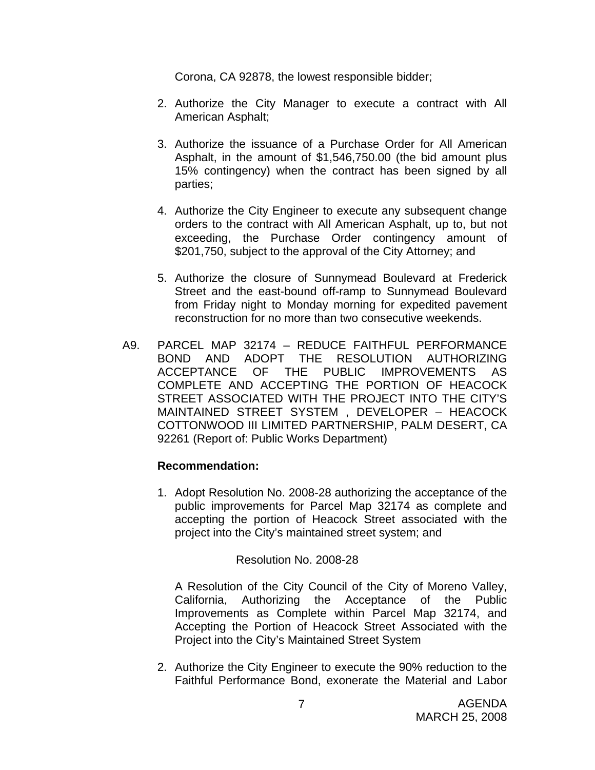Corona, CA 92878, the lowest responsible bidder;

2. Authorize the City Manager to execute a contract with All American Asphalt;

3. Authorize the issuance of a Purchase Order for All American Asphalt, in the amount of $1,546,750.00 (the bid amount plus 15% contingency) when the contract has been signed by all parties;

4. Authorize the City Engineer to execute any subsequent change orders to the contract with All American Asphalt, up to, but not exceeding, the Purchase Order contingency amount of $201,750, subject to the approval of the City Attorney; and

5. Authorize the closure of Sunnymead Boulevard at Frederick Street and the east-bound off-ramp to Sunnymead Boulevard from Friday night to Monday morning for expedited pavement reconstruction for no more than two consecutive weekends.

A9. PARCEL MAP 32174 – REDUCE FAITHFUL PERFORMANCE BOND AND ADOPT THE RESOLUTION AUTHORIZING ACCEPTANCE OF THE PUBLIC IMPROVEMENTS AS COMPLETE AND ACCEPTING THE PORTION OF HEACOCK STREET ASSOCIATED WITH THE PROJECT INTO THE CITY'S MAINTAINED STREET SYSTEM , DEVELOPER – HEACOCK COTTONWOOD III LIMITED PARTNERSHIP, PALM DESERT, CA 92261 (Report of: Public Works Department)

**Recommendation:**

1. Adopt Resolution No. 2008-28 authorizing the acceptance of the public improvements for Parcel Map 32174 as complete and accepting the portion of Heacock Street associated with the project into the City's maintained street system; and

   Resolution No. 2008-28

   A Resolution of the City Council of the City of Moreno Valley, California, Authorizing the Acceptance of the Public Improvements as Complete within Parcel Map 32174, and Accepting the Portion of Heacock Street Associated with the Project into the City's Maintained Street System

2. Authorize the City Engineer to execute the 90% reduction to the Faithful Performance Bond, exonerate the Material and Labor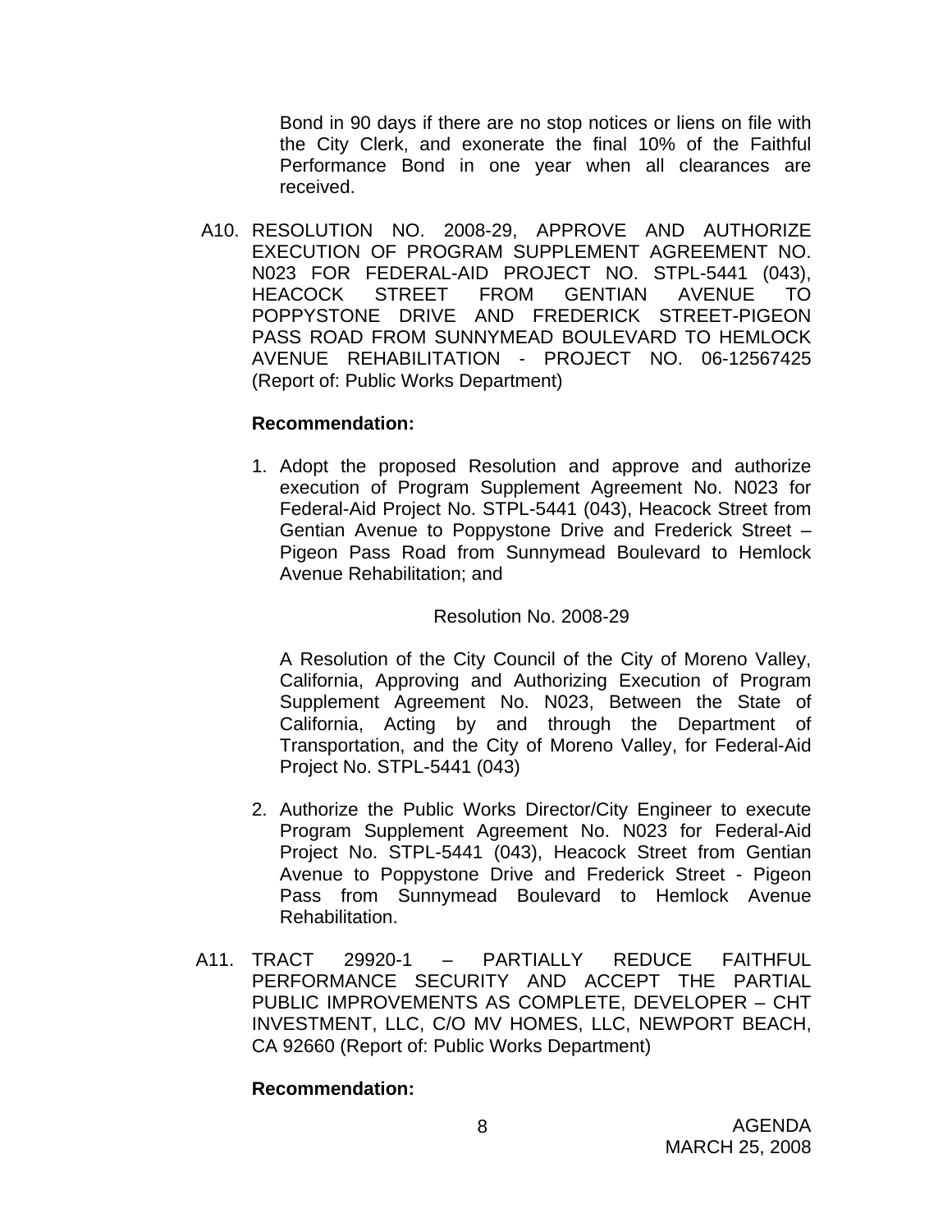Bond in 90 days if there are no stop notices or liens on file with the City Clerk, and exonerate the final 10% of the Faithful Performance Bond in one year when all clearances are received.

A10. RESOLUTION NO. 2008-29, APPROVE AND AUTHORIZE EXECUTION OF PROGRAM SUPPLEMENT AGREEMENT NO. N023 FOR FEDERAL-AID PROJECT NO. STPL-5441 (043), HEACOCK STREET FROM GENTIAN AVENUE TO POPPYSTONE DRIVE AND FREDERICK STREET-PIGEON PASS ROAD FROM SUNNYMEAD BOULEVARD TO HEMLOCK AVENUE REHABILITATION - PROJECT NO. 06-12567425 (Report of: Public Works Department)

**Recommendation:**

1. Adopt the proposed Resolution and approve and authorize execution of Program Supplement Agreement No. N023 for Federal-Aid Project No. STPL-5441 (043), Heacock Street from Gentian Avenue to Poppystone Drive and Frederick Street – Pigeon Pass Road from Sunnymead Boulevard to Hemlock Avenue Rehabilitation; and

   Resolution No. 2008-29

   A Resolution of the City Council of the City of Moreno Valley, California, Approving and Authorizing Execution of Program Supplement Agreement No. N023, Between the State of California, Acting by and through the Department of Transportation, and the City of Moreno Valley, for Federal-Aid Project No. STPL-5441 (043)

2. Authorize the Public Works Director/City Engineer to execute Program Supplement Agreement No. N023 for Federal-Aid Project No. STPL-5441 (043), Heacock Street from Gentian Avenue to Poppystone Drive and Frederick Street - Pigeon Pass from Sunnymead Boulevard to Hemlock Avenue Rehabilitation.

A11. TRACT 29920-1 – PARTIALLY REDUCE FAITHFUL PERFORMANCE SECURITY AND ACCEPT THE PARTIAL PUBLIC IMPROVEMENTS AS COMPLETE, DEVELOPER – CHT INVESTMENT, LLC, C/O MV HOMES, LLC, NEWPORT BEACH, CA 92660 (Report of: Public Works Department)

**Recommendation:**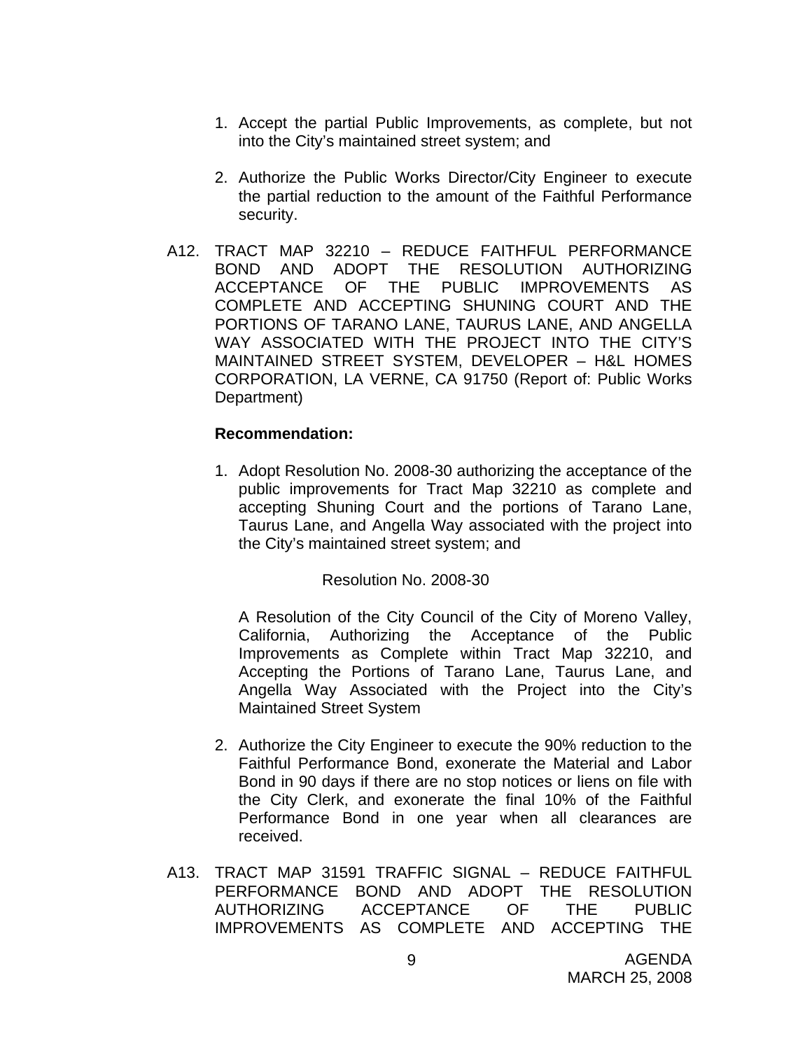1. Accept the partial Public Improvements, as complete, but not into the City's maintained street system; and

2. Authorize the Public Works Director/City Engineer to execute the partial reduction to the amount of the Faithful Performance security.

A12. TRACT MAP 32210 – REDUCE FAITHFUL PERFORMANCE BOND AND ADOPT THE RESOLUTION AUTHORIZING ACCEPTANCE OF THE PUBLIC IMPROVEMENTS AS COMPLETE AND ACCEPTING SHUNING COURT AND THE PORTIONS OF TARANO LANE, TAURUS LANE, AND ANGELLA WAY ASSOCIATED WITH THE PROJECT INTO THE CITY'S MAINTAINED STREET SYSTEM, DEVELOPER – H&L HOMES CORPORATION, LA VERNE, CA 91750 (Report of: Public Works Department)

**Recommendation:**

1. Adopt Resolution No. 2008-30 authorizing the acceptance of the public improvements for Tract Map 32210 as complete and accepting Shuning Court and the portions of Tarano Lane, Taurus Lane, and Angella Way associated with the project into the City's maintained street system; and

   Resolution No. 2008-30

   A Resolution of the City Council of the City of Moreno Valley, California, Authorizing the Acceptance of the Public Improvements as Complete within Tract Map 32210, and Accepting the Portions of Tarano Lane, Taurus Lane, and Angella Way Associated with the Project into the City's Maintained Street System

2. Authorize the City Engineer to execute the 90% reduction to the Faithful Performance Bond, exonerate the Material and Labor Bond in 90 days if there are no stop notices or liens on file with the City Clerk, and exonerate the final 10% of the Faithful Performance Bond in one year when all clearances are received.

A13. TRACT MAP 31591 TRAFFIC SIGNAL – REDUCE FAITHFUL PERFORMANCE BOND AND ADOPT THE RESOLUTION AUTHORIZING ACCEPTANCE OF THE PUBLIC IMPROVEMENTS AS COMPLETE AND ACCEPTING THE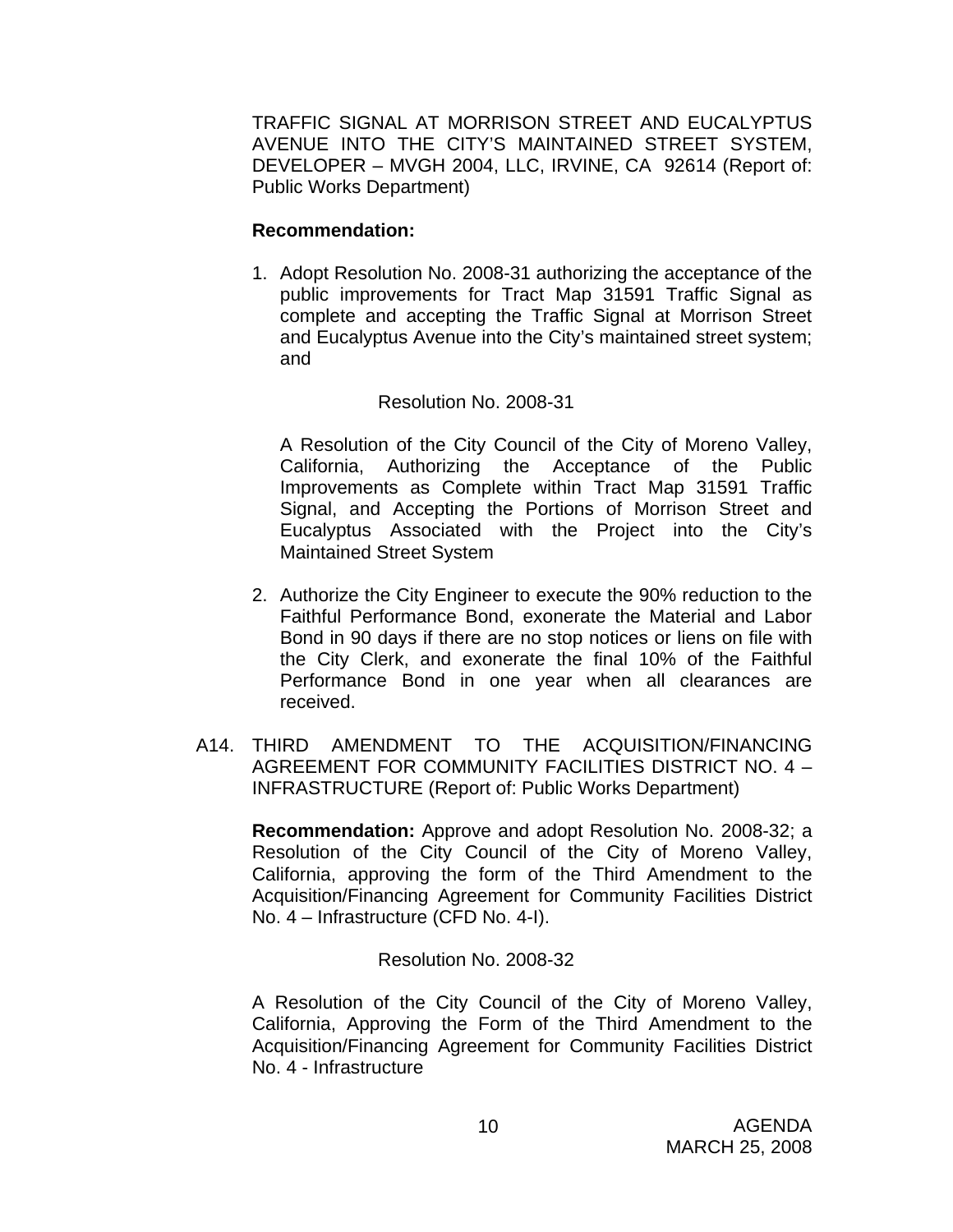TRAFFIC SIGNAL AT MORRISON STREET AND EUCALYPTUS AVENUE INTO THE CITY'S MAINTAINED STREET SYSTEM, DEVELOPER – MVGH 2004, LLC, IRVINE, CA 92614 (Report of: Public Works Department)

**Recommendation:**

1. Adopt Resolution No. 2008-31 authorizing the acceptance of the public improvements for Tract Map 31591 Traffic Signal as complete and accepting the Traffic Signal at Morrison Street and Eucalyptus Avenue into the City's maintained street system; and

   Resolution No. 2008-31

   A Resolution of the City Council of the City of Moreno Valley, California, Authorizing the Acceptance of the Public Improvements as Complete within Tract Map 31591 Traffic Signal, and Accepting the Portions of Morrison Street and Eucalyptus Associated with the Project into the City's Maintained Street System

2. Authorize the City Engineer to execute the 90% reduction to the Faithful Performance Bond, exonerate the Material and Labor Bond in 90 days if there are no stop notices or liens on file with the City Clerk, and exonerate the final 10% of the Faithful Performance Bond in one year when all clearances are received.

A14. THIRD AMENDMENT TO THE ACQUISITION/FINANCING AGREEMENT FOR COMMUNITY FACILITIES DISTRICT NO. 4 – INFRASTRUCTURE (Report of: Public Works Department)

**Recommendation:** Approve and adopt Resolution No. 2008-32; a Resolution of the City Council of the City of Moreno Valley, California, approving the form of the Third Amendment to the Acquisition/Financing Agreement for Community Facilities District No. 4 – Infrastructure (CFD No. 4-I).

Resolution No. 2008-32

A Resolution of the City Council of the City of Moreno Valley, California, Approving the Form of the Third Amendment to the Acquisition/Financing Agreement for Community Facilities District No. 4 - Infrastructure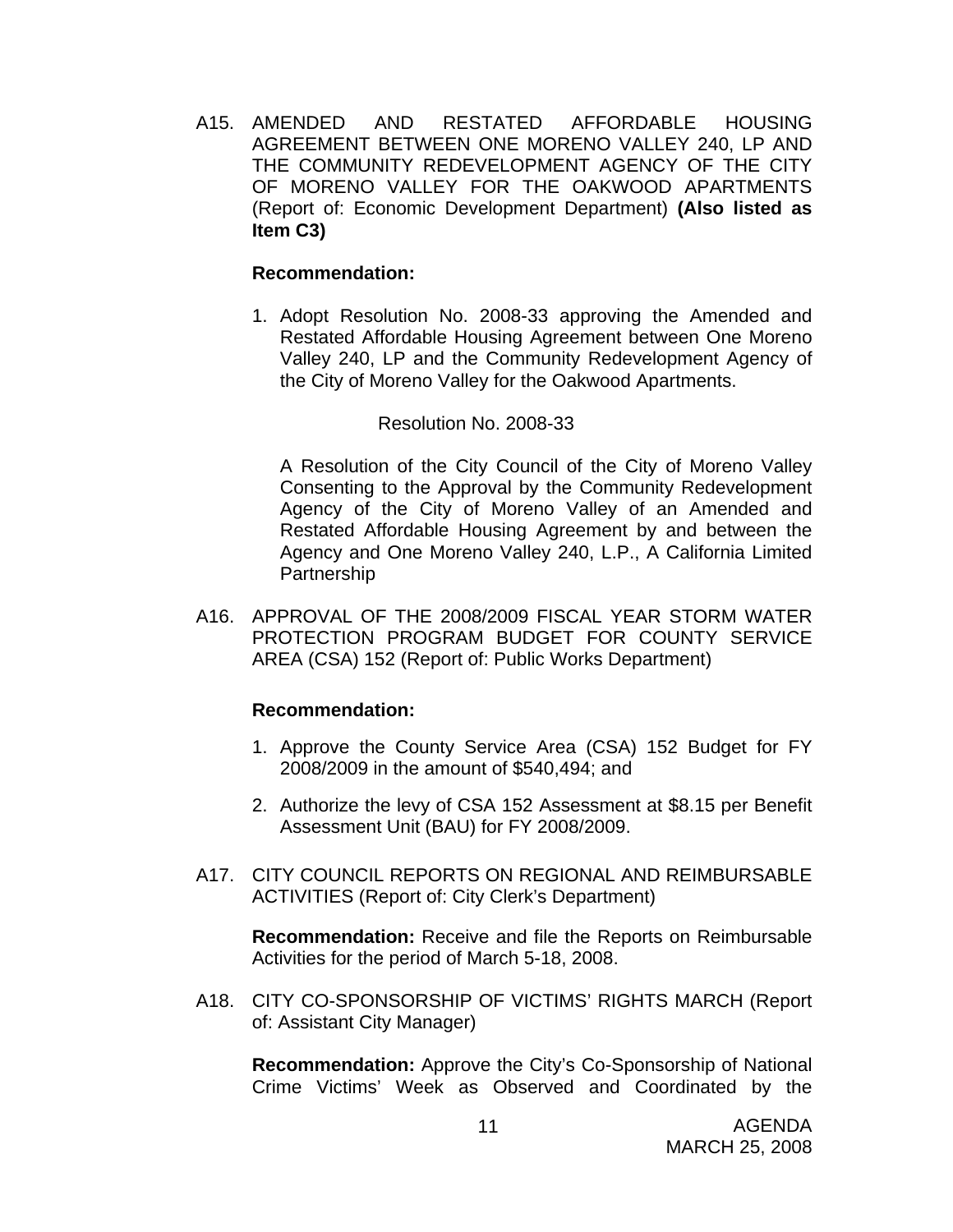A15. AMENDED AND RESTATED AFFORDABLE HOUSING AGREEMENT BETWEEN ONE MORENO VALLEY 240, LP AND THE COMMUNITY REDEVELOPMENT AGENCY OF THE CITY OF MORENO VALLEY FOR THE OAKWOOD APARTMENTS (Report of: Economic Development Department) **(Also listed as Item C3)**

**Recommendation:**

1. Adopt Resolution No. 2008-33 approving the Amended and Restated Affordable Housing Agreement between One Moreno Valley 240, LP and the Community Redevelopment Agency of the City of Moreno Valley for the Oakwood Apartments.

   Resolution No. 2008-33

   A Resolution of the City Council of the City of Moreno Valley Consenting to the Approval by the Community Redevelopment Agency of the City of Moreno Valley of an Amended and Restated Affordable Housing Agreement by and between the Agency and One Moreno Valley 240, L.P., A California Limited Partnership

A16. APPROVAL OF THE 2008/2009 FISCAL YEAR STORM WATER PROTECTION PROGRAM BUDGET FOR COUNTY SERVICE AREA (CSA) 152 (Report of: Public Works Department)

**Recommendation:**

1. Approve the County Service Area (CSA) 152 Budget for FY 2008/2009 in the amount of $540,494; and
2. Authorize the levy of CSA 152 Assessment at $8.15 per Benefit Assessment Unit (BAU) for FY 2008/2009.

A17. CITY COUNCIL REPORTS ON REGIONAL AND REIMBURSABLE ACTIVITIES (Report of: City Clerk's Department)

**Recommendation:** Receive and file the Reports on Reimbursable Activities for the period of March 5-18, 2008.

A18. CITY CO-SPONSORSHIP OF VICTIMS' RIGHTS MARCH (Report of: Assistant City Manager)

**Recommendation:** Approve the City's Co-Sponsorship of National Crime Victims' Week as Observed and Coordinated by the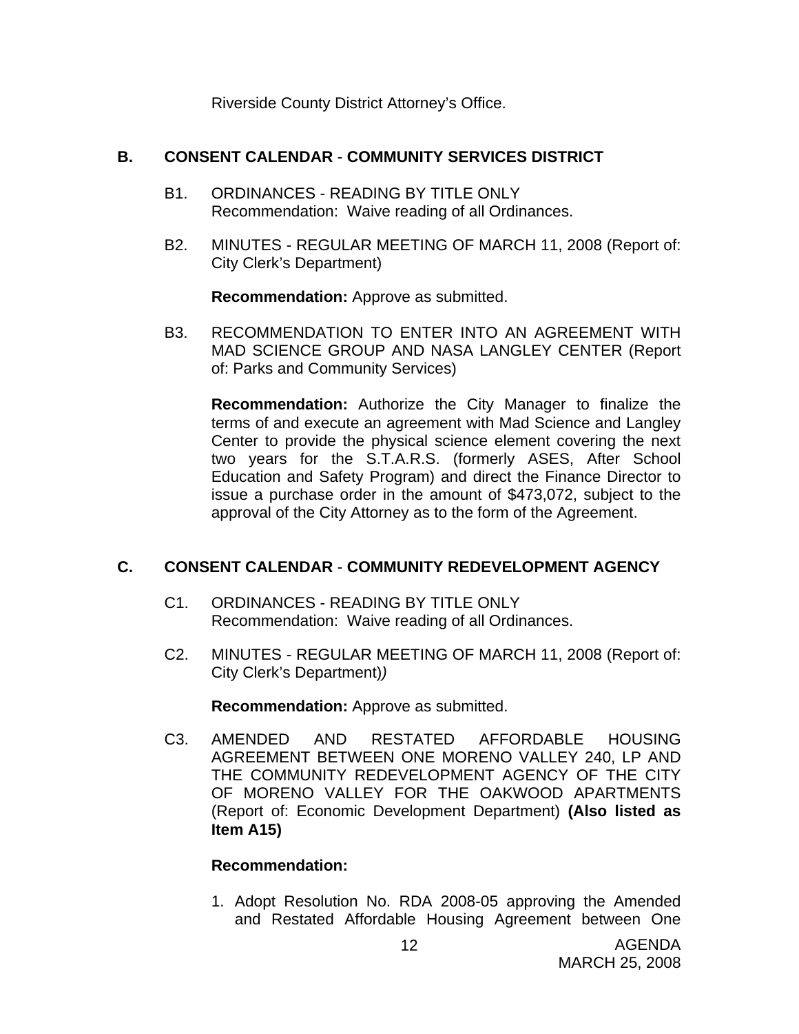Riverside County District Attorney's Office.

## B. CONSENT CALENDAR - COMMUNITY SERVICES DISTRICT

B1. ORDINANCES - READING BY TITLE ONLY
Recommendation: Waive reading of all Ordinances.

B2. MINUTES - REGULAR MEETING OF MARCH 11, 2008 (Report of: City Clerk's Department)

**Recommendation:** Approve as submitted.

B3. RECOMMENDATION TO ENTER INTO AN AGREEMENT WITH MAD SCIENCE GROUP AND NASA LANGLEY CENTER (Report of: Parks and Community Services)

**Recommendation:** Authorize the City Manager to finalize the terms of and execute an agreement with Mad Science and Langley Center to provide the physical science element covering the next two years for the S.T.A.R.S. (formerly ASES, After School Education and Safety Program) and direct the Finance Director to issue a purchase order in the amount of $473,072, subject to the approval of the City Attorney as to the form of the Agreement.

## C. CONSENT CALENDAR - COMMUNITY REDEVELOPMENT AGENCY

C1. ORDINANCES - READING BY TITLE ONLY
Recommendation: Waive reading of all Ordinances.

C2. MINUTES - REGULAR MEETING OF MARCH 11, 2008 (Report of: City Clerk's Department)*)*

**Recommendation:** Approve as submitted.

C3. AMENDED AND RESTATED AFFORDABLE HOUSING AGREEMENT BETWEEN ONE MORENO VALLEY 240, LP AND THE COMMUNITY REDEVELOPMENT AGENCY OF THE CITY OF MORENO VALLEY FOR THE OAKWOOD APARTMENTS (Report of: Economic Development Department) **(Also listed as Item A15)**

**Recommendation:**

1. Adopt Resolution No. RDA 2008-05 approving the Amended and Restated Affordable Housing Agreement between One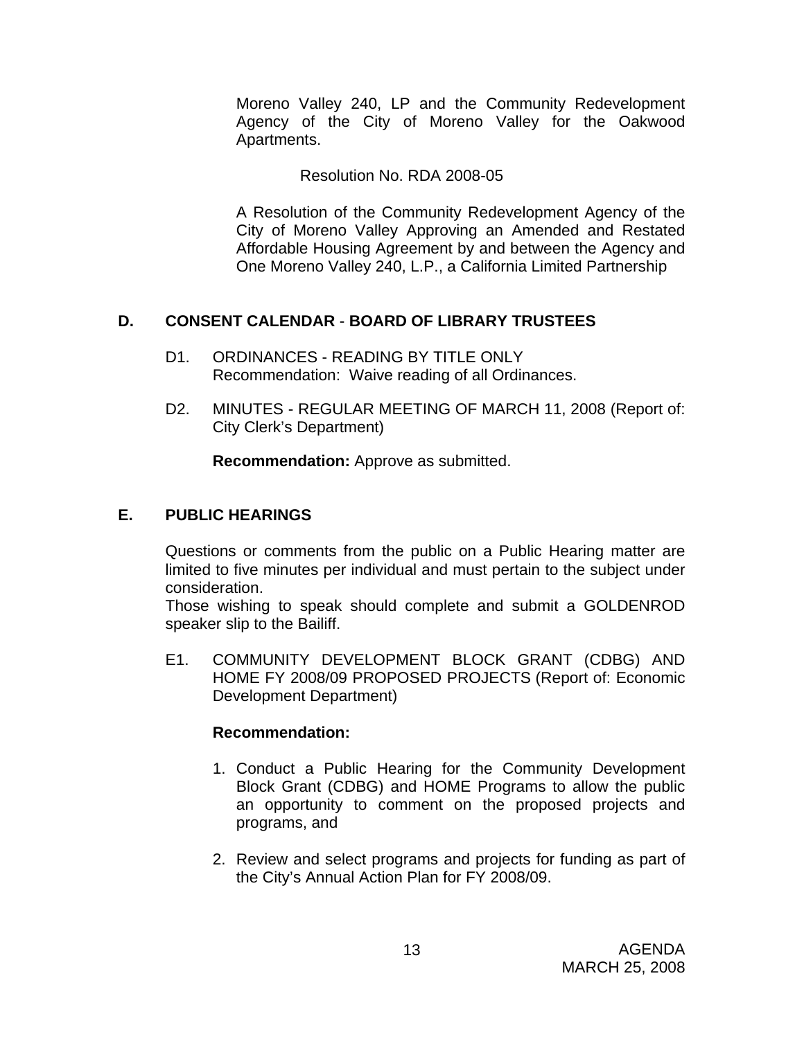Moreno Valley 240, LP and the Community Redevelopment Agency of the City of Moreno Valley for the Oakwood Apartments.

Resolution No. RDA 2008-05

A Resolution of the Community Redevelopment Agency of the City of Moreno Valley Approving an Amended and Restated Affordable Housing Agreement by and between the Agency and One Moreno Valley 240, L.P., a California Limited Partnership

## D. CONSENT CALENDAR - BOARD OF LIBRARY TRUSTEES

D1. ORDINANCES - READING BY TITLE ONLY
Recommendation: Waive reading of all Ordinances.

D2. MINUTES - REGULAR MEETING OF MARCH 11, 2008 (Report of: City Clerk's Department)

**Recommendation:** Approve as submitted.

## E. PUBLIC HEARINGS

Questions or comments from the public on a Public Hearing matter are limited to five minutes per individual and must pertain to the subject under consideration.
Those wishing to speak should complete and submit a GOLDENROD speaker slip to the Bailiff.

E1. COMMUNITY DEVELOPMENT BLOCK GRANT (CDBG) AND HOME FY 2008/09 PROPOSED PROJECTS (Report of: Economic Development Department)

**Recommendation:**

1. Conduct a Public Hearing for the Community Development Block Grant (CDBG) and HOME Programs to allow the public an opportunity to comment on the proposed projects and programs, and
2. Review and select programs and projects for funding as part of the City's Annual Action Plan for FY 2008/09.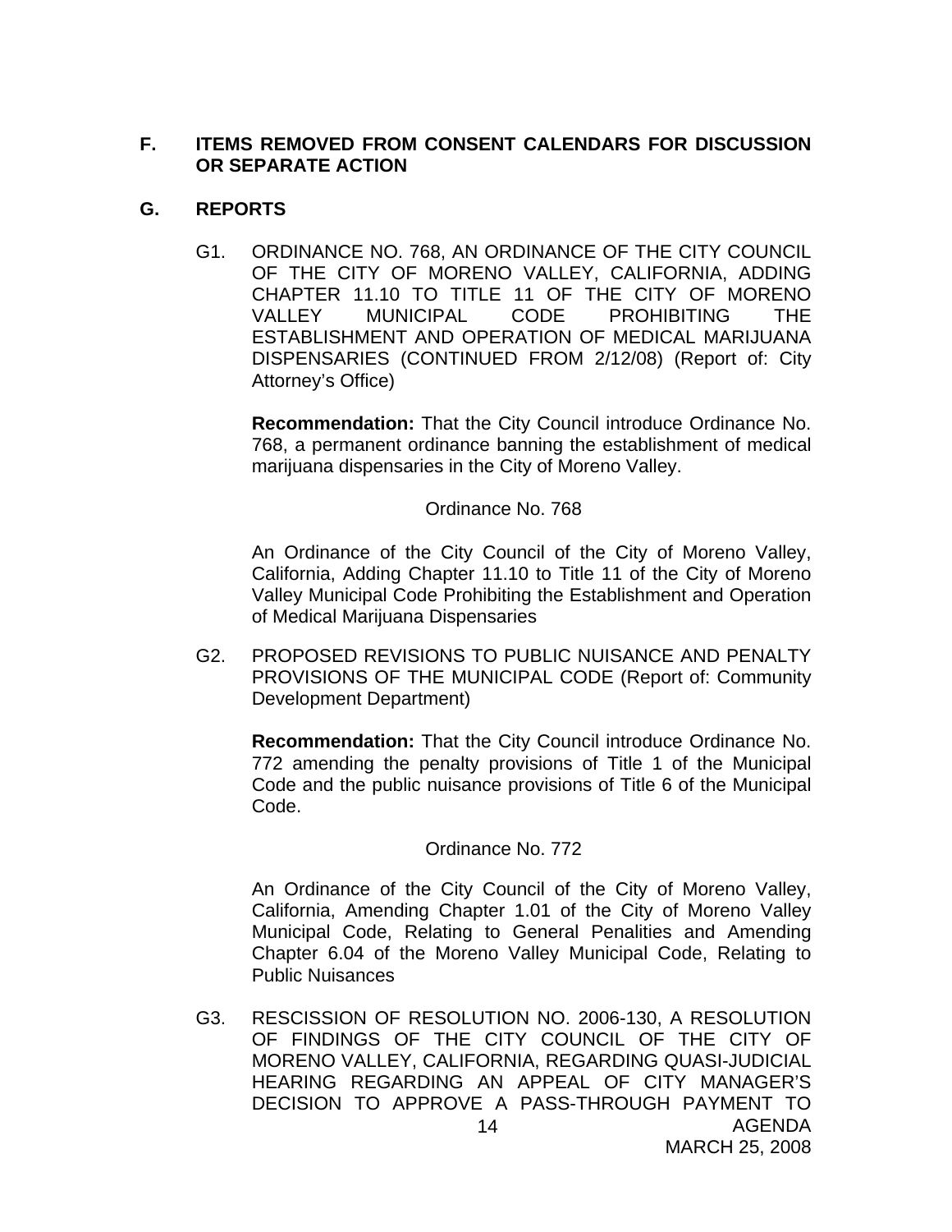## F. ITEMS REMOVED FROM CONSENT CALENDARS FOR DISCUSSION OR SEPARATE ACTION

## G. REPORTS

G1. ORDINANCE NO. 768, AN ORDINANCE OF THE CITY COUNCIL OF THE CITY OF MORENO VALLEY, CALIFORNIA, ADDING CHAPTER 11.10 TO TITLE 11 OF THE CITY OF MORENO VALLEY MUNICIPAL CODE PROHIBITING THE ESTABLISHMENT AND OPERATION OF MEDICAL MARIJUANA DISPENSARIES (CONTINUED FROM 2/12/08) (Report of: City Attorney's Office)

**Recommendation:** That the City Council introduce Ordinance No. 768, a permanent ordinance banning the establishment of medical marijuana dispensaries in the City of Moreno Valley.

Ordinance No. 768

An Ordinance of the City Council of the City of Moreno Valley, California, Adding Chapter 11.10 to Title 11 of the City of Moreno Valley Municipal Code Prohibiting the Establishment and Operation of Medical Marijuana Dispensaries

G2. PROPOSED REVISIONS TO PUBLIC NUISANCE AND PENALTY PROVISIONS OF THE MUNICIPAL CODE (Report of: Community Development Department)

**Recommendation:** That the City Council introduce Ordinance No. 772 amending the penalty provisions of Title 1 of the Municipal Code and the public nuisance provisions of Title 6 of the Municipal Code.

Ordinance No. 772

An Ordinance of the City Council of the City of Moreno Valley, California, Amending Chapter 1.01 of the City of Moreno Valley Municipal Code, Relating to General Penalities and Amending Chapter 6.04 of the Moreno Valley Municipal Code, Relating to Public Nuisances

G3. RESCISSION OF RESOLUTION NO. 2006-130, A RESOLUTION OF FINDINGS OF THE CITY COUNCIL OF THE CITY OF MORENO VALLEY, CALIFORNIA, REGARDING QUASI-JUDICIAL HEARING REGARDING AN APPEAL OF CITY MANAGER'S DECISION TO APPROVE A PASS-THROUGH PAYMENT TO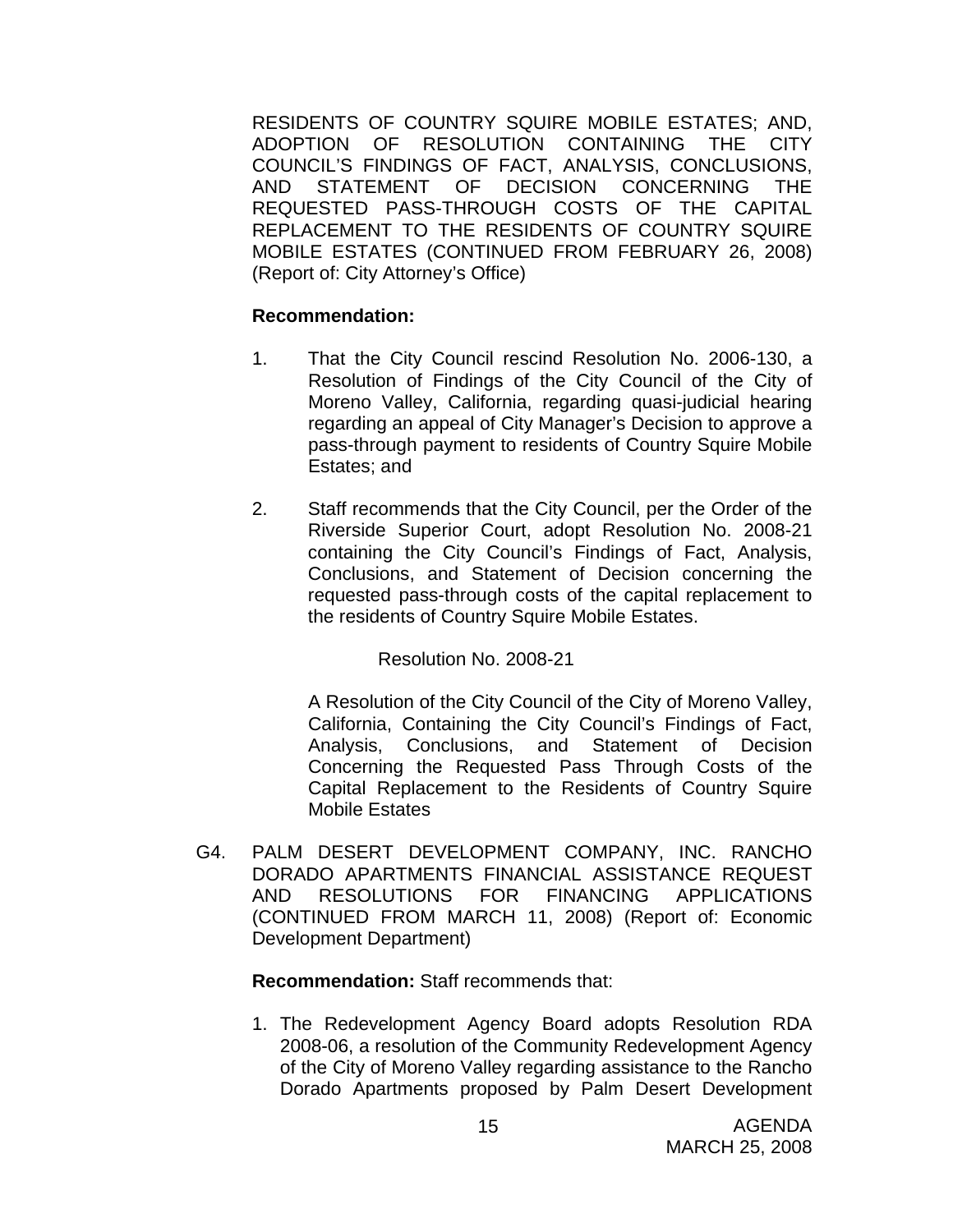RESIDENTS OF COUNTRY SQUIRE MOBILE ESTATES; AND, ADOPTION OF RESOLUTION CONTAINING THE CITY COUNCIL'S FINDINGS OF FACT, ANALYSIS, CONCLUSIONS, AND STATEMENT OF DECISION CONCERNING THE REQUESTED PASS-THROUGH COSTS OF THE CAPITAL REPLACEMENT TO THE RESIDENTS OF COUNTRY SQUIRE MOBILE ESTATES (CONTINUED FROM FEBRUARY 26, 2008) (Report of: City Attorney's Office)

**Recommendation:**

1. That the City Council rescind Resolution No. 2006-130, a Resolution of Findings of the City Council of the City of Moreno Valley, California, regarding quasi-judicial hearing regarding an appeal of City Manager's Decision to approve a pass-through payment to residents of Country Squire Mobile Estates; and

2. Staff recommends that the City Council, per the Order of the Riverside Superior Court, adopt Resolution No. 2008-21 containing the City Council's Findings of Fact, Analysis, Conclusions, and Statement of Decision concerning the requested pass-through costs of the capital replacement to the residents of Country Squire Mobile Estates.

   Resolution No. 2008-21

   A Resolution of the City Council of the City of Moreno Valley, California, Containing the City Council's Findings of Fact, Analysis, Conclusions, and Statement of Decision Concerning the Requested Pass Through Costs of the Capital Replacement to the Residents of Country Squire Mobile Estates

G4. PALM DESERT DEVELOPMENT COMPANY, INC. RANCHO DORADO APARTMENTS FINANCIAL ASSISTANCE REQUEST AND RESOLUTIONS FOR FINANCING APPLICATIONS (CONTINUED FROM MARCH 11, 2008) (Report of: Economic Development Department)

**Recommendation:** Staff recommends that:

1. The Redevelopment Agency Board adopts Resolution RDA 2008-06, a resolution of the Community Redevelopment Agency of the City of Moreno Valley regarding assistance to the Rancho Dorado Apartments proposed by Palm Desert Development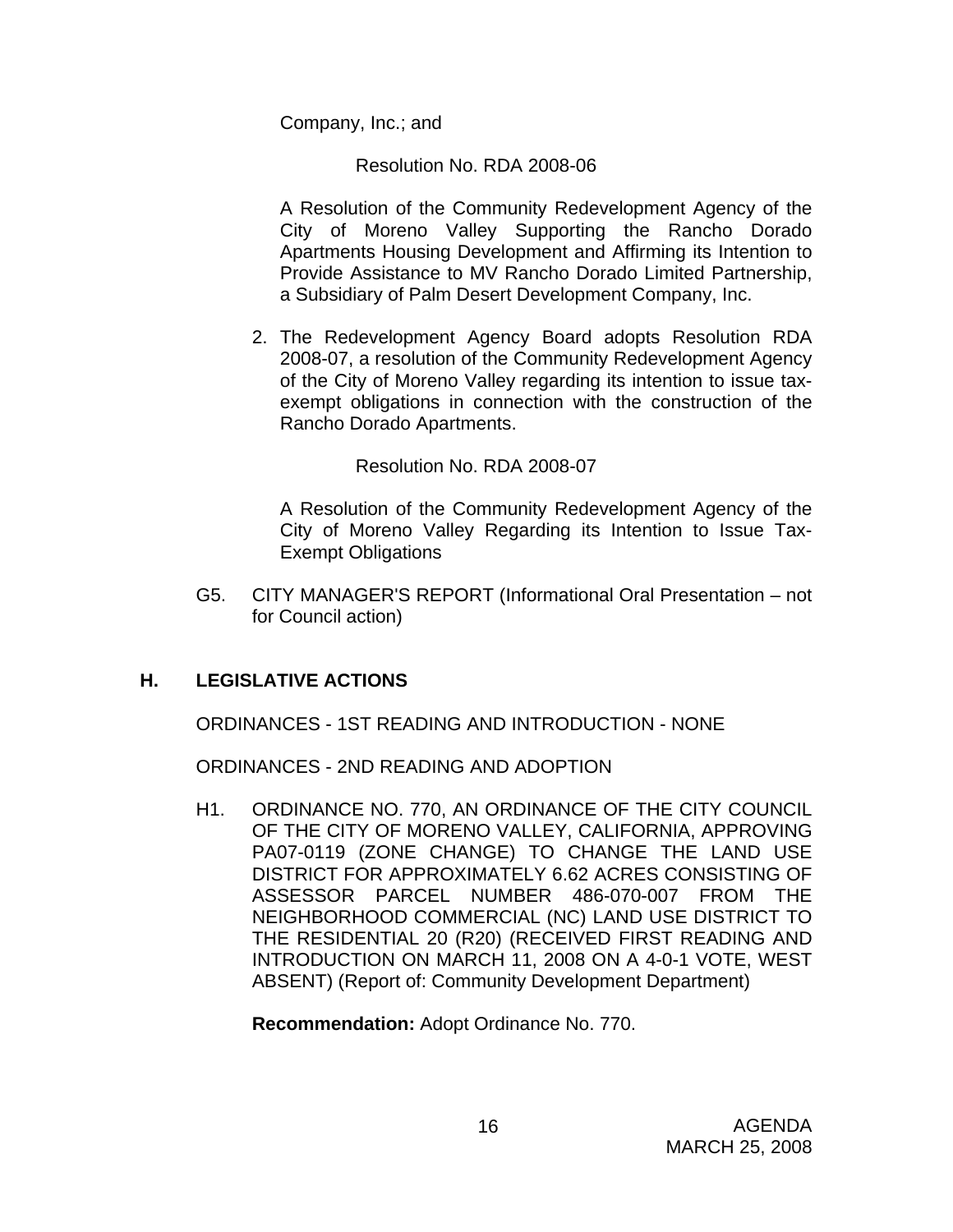Company, Inc.; and

Resolution No. RDA 2008-06

A Resolution of the Community Redevelopment Agency of the City of Moreno Valley Supporting the Rancho Dorado Apartments Housing Development and Affirming its Intention to Provide Assistance to MV Rancho Dorado Limited Partnership, a Subsidiary of Palm Desert Development Company, Inc.

2. The Redevelopment Agency Board adopts Resolution RDA 2008-07, a resolution of the Community Redevelopment Agency of the City of Moreno Valley regarding its intention to issue tax-exempt obligations in connection with the construction of the Rancho Dorado Apartments.

Resolution No. RDA 2008-07

A Resolution of the Community Redevelopment Agency of the City of Moreno Valley Regarding its Intention to Issue Tax-Exempt Obligations

G5. CITY MANAGER'S REPORT (Informational Oral Presentation – not for Council action)

## H. LEGISLATIVE ACTIONS

ORDINANCES - 1ST READING AND INTRODUCTION - NONE

ORDINANCES - 2ND READING AND ADOPTION

H1. ORDINANCE NO. 770, AN ORDINANCE OF THE CITY COUNCIL OF THE CITY OF MORENO VALLEY, CALIFORNIA, APPROVING PA07-0119 (ZONE CHANGE) TO CHANGE THE LAND USE DISTRICT FOR APPROXIMATELY 6.62 ACRES CONSISTING OF ASSESSOR PARCEL NUMBER 486-070-007 FROM THE NEIGHBORHOOD COMMERCIAL (NC) LAND USE DISTRICT TO THE RESIDENTIAL 20 (R20) (RECEIVED FIRST READING AND INTRODUCTION ON MARCH 11, 2008 ON A 4-0-1 VOTE, WEST ABSENT) (Report of: Community Development Department)

**Recommendation:** Adopt Ordinance No. 770.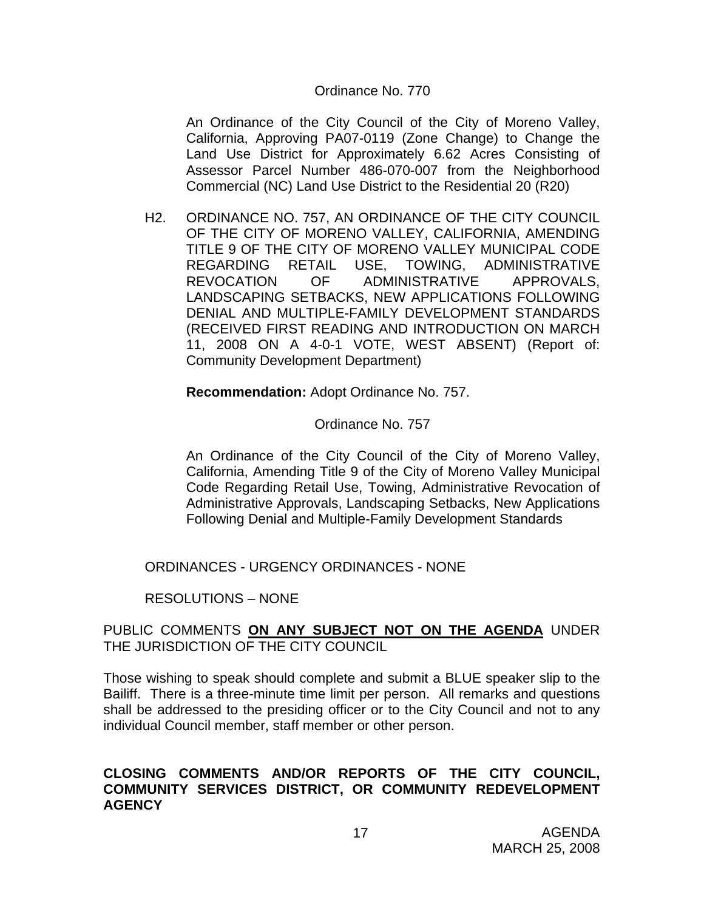Ordinance No. 770

An Ordinance of the City Council of the City of Moreno Valley, California, Approving PA07-0119 (Zone Change) to Change the Land Use District for Approximately 6.62 Acres Consisting of Assessor Parcel Number 486-070-007 from the Neighborhood Commercial (NC) Land Use District to the Residential 20 (R20)

H2. ORDINANCE NO. 757, AN ORDINANCE OF THE CITY COUNCIL OF THE CITY OF MORENO VALLEY, CALIFORNIA, AMENDING TITLE 9 OF THE CITY OF MORENO VALLEY MUNICIPAL CODE REGARDING RETAIL USE, TOWING, ADMINISTRATIVE REVOCATION OF ADMINISTRATIVE APPROVALS, LANDSCAPING SETBACKS, NEW APPLICATIONS FOLLOWING DENIAL AND MULTIPLE-FAMILY DEVELOPMENT STANDARDS (RECEIVED FIRST READING AND INTRODUCTION ON MARCH 11, 2008 ON A 4-0-1 VOTE, WEST ABSENT) (Report of: Community Development Department)

**Recommendation:** Adopt Ordinance No. 757.

Ordinance No. 757

An Ordinance of the City Council of the City of Moreno Valley, California, Amending Title 9 of the City of Moreno Valley Municipal Code Regarding Retail Use, Towing, Administrative Revocation of Administrative Approvals, Landscaping Setbacks, New Applications Following Denial and Multiple-Family Development Standards

ORDINANCES - URGENCY ORDINANCES - NONE

RESOLUTIONS – NONE

PUBLIC COMMENTS **ON ANY SUBJECT NOT ON THE AGENDA** UNDER THE JURISDICTION OF THE CITY COUNCIL

Those wishing to speak should complete and submit a BLUE speaker slip to the Bailiff. There is a three-minute time limit per person. All remarks and questions shall be addressed to the presiding officer or to the City Council and not to any individual Council member, staff member or other person.

**CLOSING COMMENTS AND/OR REPORTS OF THE CITY COUNCIL, COMMUNITY SERVICES DISTRICT, OR COMMUNITY REDEVELOPMENT AGENCY**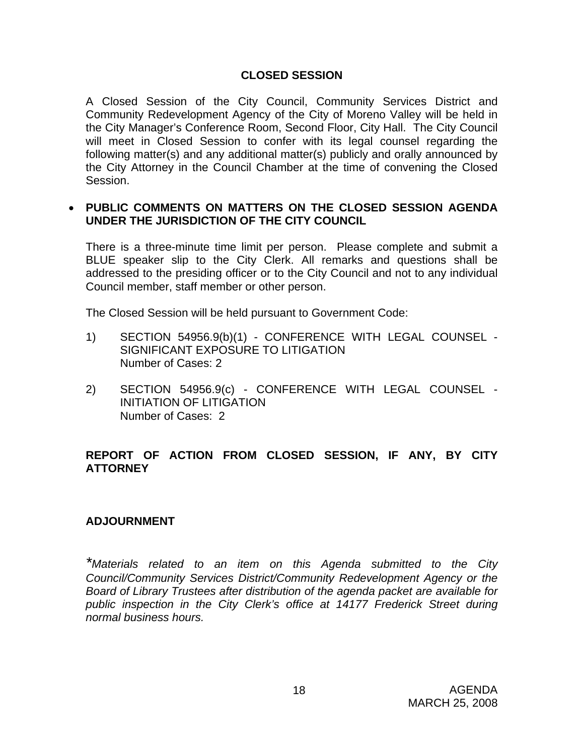## CLOSED SESSION

A Closed Session of the City Council, Community Services District and Community Redevelopment Agency of the City of Moreno Valley will be held in the City Manager's Conference Room, Second Floor, City Hall. The City Council will meet in Closed Session to confer with its legal counsel regarding the following matter(s) and any additional matter(s) publicly and orally announced by the City Attorney in the Council Chamber at the time of convening the Closed Session.

- **PUBLIC COMMENTS ON MATTERS ON THE CLOSED SESSION AGENDA UNDER THE JURISDICTION OF THE CITY COUNCIL**

  There is a three-minute time limit per person. Please complete and submit a BLUE speaker slip to the City Clerk. All remarks and questions shall be addressed to the presiding officer or to the City Council and not to any individual Council member, staff member or other person.

  The Closed Session will be held pursuant to Government Code:

  1) SECTION 54956.9(b)(1) - CONFERENCE WITH LEGAL COUNSEL - SIGNIFICANT EXPOSURE TO LITIGATION
     Number of Cases: 2

  2) SECTION 54956.9(c) - CONFERENCE WITH LEGAL COUNSEL - INITIATION OF LITIGATION
     Number of Cases: 2

**REPORT OF ACTION FROM CLOSED SESSION, IF ANY, BY CITY ATTORNEY**

**ADJOURNMENT**

**Materials related to an item on this Agenda submitted to the City Council/Community Services District/Community Redevelopment Agency or the Board of Library Trustees after distribution of the agenda packet are available for public inspection in the City Clerk's office at 14177 Frederick Street during normal business hours.*